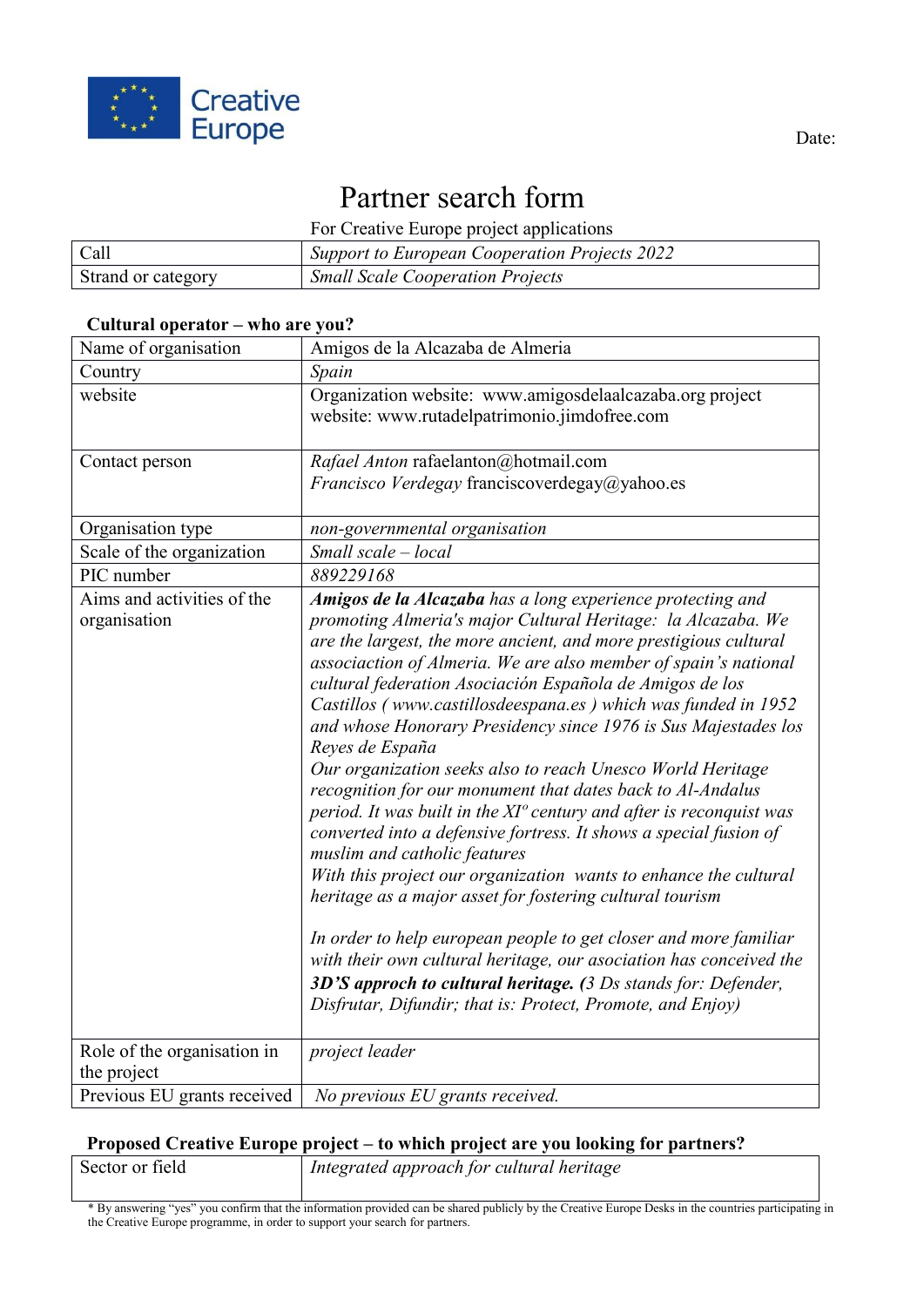Creative Europe

Date:

# Partner search form

For Creative Europe project applications

| Call | *Support to European Cooperation Projects 2022* |
|---|---|
| Strand or category | *Small Scale Cooperation Projects* |

**Cultural operator – who are you?**

| Name of organisation | Amigos de la Alcazaba de Almeria |
|---|---|
| Country | *Spain* |
| website | Organization website: www.amigosdelaalcazaba.org project website: www.rutadelpatrimonio.jimdofree.com |
| Contact person | *Rafael Anton* rafaelanton@hotmail.com<br>*Francisco Verdegay* franciscoverdegay@yahoo.es |
| Organisation type | *non-governmental organisation* |
| Scale of the organization | *Small scale – local* |
| PIC number | *889229168* |
| Aims and activities of the organisation | ***Amigos de la Alcazaba** has a long experience protecting and promoting Almeria's major Cultural Heritage: la Alcazaba. We are the largest, the more ancient, and more prestigious cultural associaction of Almeria. We are also member of spain's national cultural federation Asociación Española de Amigos de los Castillos ( www.castillosdeespana.es ) which was funded in 1952 and whose Honorary Presidency since 1976 is Sus Majestades los Reyes de España*<br>*Our organization seeks also to reach Unesco World Heritage recognition for our monument that dates back to Al-Andalus period. It was built in the XIº century and after is reconquist was converted into a defensive fortress. It shows a special fusion of muslim and catholic features*<br>*With this project our organization wants to enhance the cultural heritage as a major asset for fostering cultural tourism*<br><br>*In order to help european people to get closer and more familiar with their own cultural heritage, our asociation has conceived the **3D'S approch to cultural heritage. (**3 Ds stands for: Defender, Disfrutar, Difundir; that is: Protect, Promote, and Enjoy)* |
| Role of the organisation in the project | *project leader* |
| Previous EU grants received | *No previous EU grants received.* |

**Proposed Creative Europe project – to which project are you looking for partners?**

| Sector or field | *Integrated approach for cultural heritage* |
|---|---|

\* By answering "yes" you confirm that the information provided can be shared publicly by the Creative Europe Desks in the countries participating in the Creative Europe programme, in order to support your search for partners.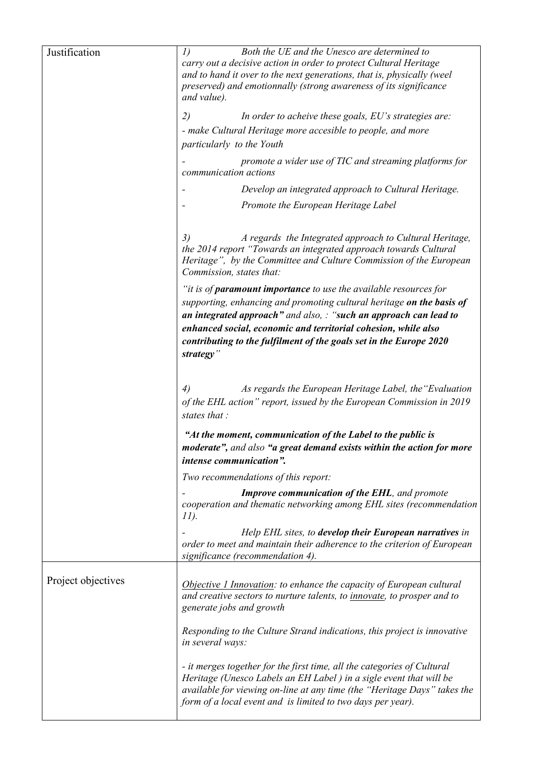| Justification | *1) Both the UE and the Unesco are determined to carry out a decisive action in order to protect Cultural Heritage and to hand it over to the next generations, that is, physically (weel preserved) and emotionnally (strong awareness of its significance and value).*<br><br>*2) In order to acheive these goals, EU's strategies are:*<br>*- make Cultural Heritage more accesible to people, and more particularly to the Youth*<br>*- promote a wider use of TIC and streaming platforms for communication actions*<br>*- Develop an integrated approach to Cultural Heritage.*<br>*- Promote the European Heritage Label*<br><br>*3) A regards the Integrated approach to Cultural Heritage, the 2014 report "Towards an integrated approach towards Cultural Heritage", by the Committee and Culture Commission of the European Commission, states that:*<br>*"it is of **paramount importance** to use the available resources for supporting, enhancing and promoting cultural heritage **on the basis of an integrated approach"** and also, : "**such an approach can lead to enhanced social, economic and territorial cohesion, while also contributing to the fulfilment of the goals set in the Europe 2020 strategy**"*<br><br>*4) As regards the European Heritage Label, the"Evaluation of the EHL action" report, issued by the European Commission in 2019 states that :*<br>***"At the moment, communication of the Label to the public is moderate",** and also **"a great demand exists within the action for more intense communication".***<br>*Two recommendations of this report:*<br>*- **Improve communication of the EHL**, and promote cooperation and thematic networking among EHL sites (recommendation 11).*<br>*- Help EHL sites, to **develop their European narratives** in order to meet and maintain their adherence to the criterion of European significance (recommendation 4).* |
|---|---|
| Project objectives | *Objective 1 Innovation: to enhance the capacity of European cultural and creative sectors to nurture talents, to innovate, to prosper and to generate jobs and growth*<br><br>*Responding to the Culture Strand indications, this project is innovative in several ways:*<br><br>*- it merges together for the first time, all the categories of Cultural Heritage (Unesco Labels an EH Label ) in a sigle event that will be available for viewing on-line at any time (the "Heritage Days" takes the form of a local event and is limited to two days per year).* |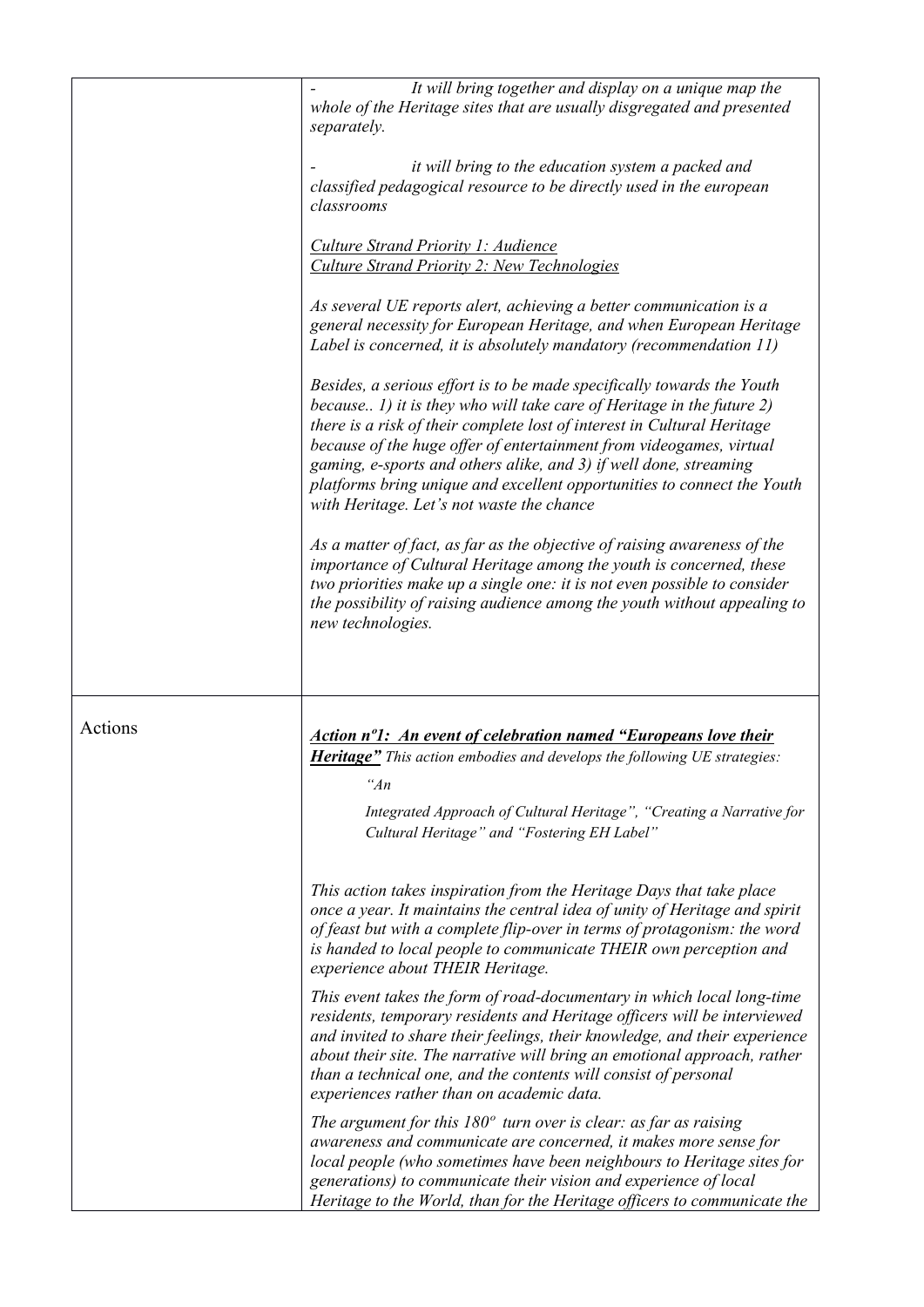| | |
|---|---|
| | - It will bring together and display on a unique map the whole of the Heritage sites that are usually disgregated and presented separately.<br><br>- it will bring to the education system a packed and classified pedagogical resource to be directly used in the european classrooms<br><br>*Culture Strand Priority 1: Audience*<br>*Culture Strand Priority 2: New Technologies*<br><br>*As several UE reports alert, achieving a better communication is a general necessity for European Heritage, and when European Heritage Label is concerned, it is absolutely mandatory (recommendation 11)*<br><br>*Besides, a serious effort is to be made specifically towards the Youth because.. 1) it is they who will take care of Heritage in the future 2) there is a risk of their complete lost of interest in Cultural Heritage because of the huge offer of entertainment from videogames, virtual gaming, e-sports and others alike, and 3) if well done, streaming platforms bring unique and excellent opportunities to connect the Youth with Heritage. Let's not waste the chance*<br><br>*As a matter of fact, as far as the objective of raising awareness of the importance of Cultural Heritage among the youth is concerned, these two priorities make up a single one: it is not even possible to consider the possibility of raising audience among the youth without appealing to new technologies.* |
| Actions | ***Action nº1: An event of celebration named "Europeans love their Heritage"*** *This action embodies and develops the following UE strategies:*<br><br>*"An Integrated Approach of Cultural Heritage", "Creating a Narrative for Cultural Heritage" and "Fostering EH Label"*<br><br>*This action takes inspiration from the Heritage Days that take place once a year. It maintains the central idea of unity of Heritage and spirit of feast but with a complete flip-over in terms of protagonism: the word is handed to local people to communicate THEIR own perception and experience about THEIR Heritage.*<br><br>*This event takes the form of road-documentary in which local long-time residents, temporary residents and Heritage officers will be interviewed and invited to share their feelings, their knowledge, and their experience about their site. The narrative will bring an emotional approach, rather than a technical one, and the contents will consist of personal experiences rather than on academic data.*<br><br>*The argument for this 180º turn over is clear: as far as raising awareness and communicate are concerned, it makes more sense for local people (who sometimes have been neighbours to Heritage sites for generations) to communicate their vision and experience of local Heritage to the World, than for the Heritage officers to communicate the* |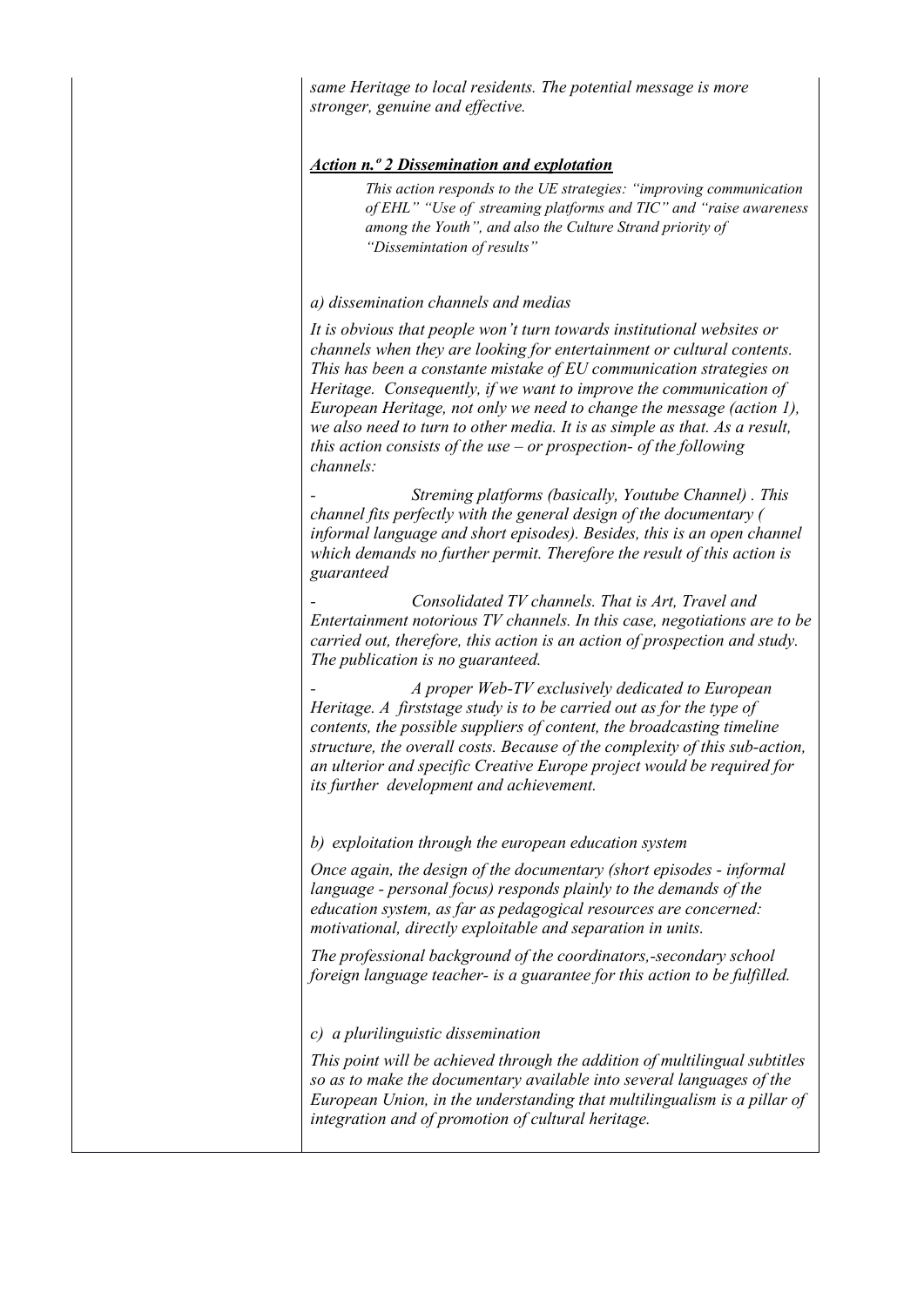*same Heritage to local residents. The potential message is more stronger, genuine and effective.*

***Action n.º 2 Dissemination and explotation***

*This action responds to the UE strategies: "improving communication of EHL" "Use of streaming platforms and TIC" and "raise awareness among the Youth", and also the Culture Strand priority of "Dissemintation of results"*

*a) dissemination channels and medias*

*It is obvious that people won't turn towards institutional websites or channels when they are looking for entertainment or cultural contents. This has been a constante mistake of EU communication strategies on Heritage. Consequently, if we want to improve the communication of European Heritage, not only we need to change the message (action 1), we also need to turn to other media. It is as simple as that. As a result, this action consists of the use – or prospection- of the following channels:*

- *Streming platforms (basically, Youtube Channel) . This channel fits perfectly with the general design of the documentary ( informal language and short episodes). Besides, this is an open channel which demands no further permit. Therefore the result of this action is guaranteed*
- *Consolidated TV channels. That is Art, Travel and Entertainment notorious TV channels. In this case, negotiations are to be carried out, therefore, this action is an action of prospection and study. The publication is no guaranteed.*
- *A proper Web-TV exclusively dedicated to European Heritage. A firststage study is to be carried out as for the type of contents, the possible suppliers of content, the broadcasting timeline structure, the overall costs. Because of the complexity of this sub-action, an ulterior and specific Creative Europe project would be required for its further development and achievement.*

*b) exploitation through the european education system*

*Once again, the design of the documentary (short episodes - informal language - personal focus) responds plainly to the demands of the education system, as far as pedagogical resources are concerned: motivational, directly exploitable and separation in units.*

*The professional background of the coordinators,-secondary school foreign language teacher- is a guarantee for this action to be fulfilled.*

*c) a plurilinguistic dissemination*

*This point will be achieved through the addition of multilingual subtitles so as to make the documentary available into several languages of the European Union, in the understanding that multilingualism is a pillar of integration and of promotion of cultural heritage.*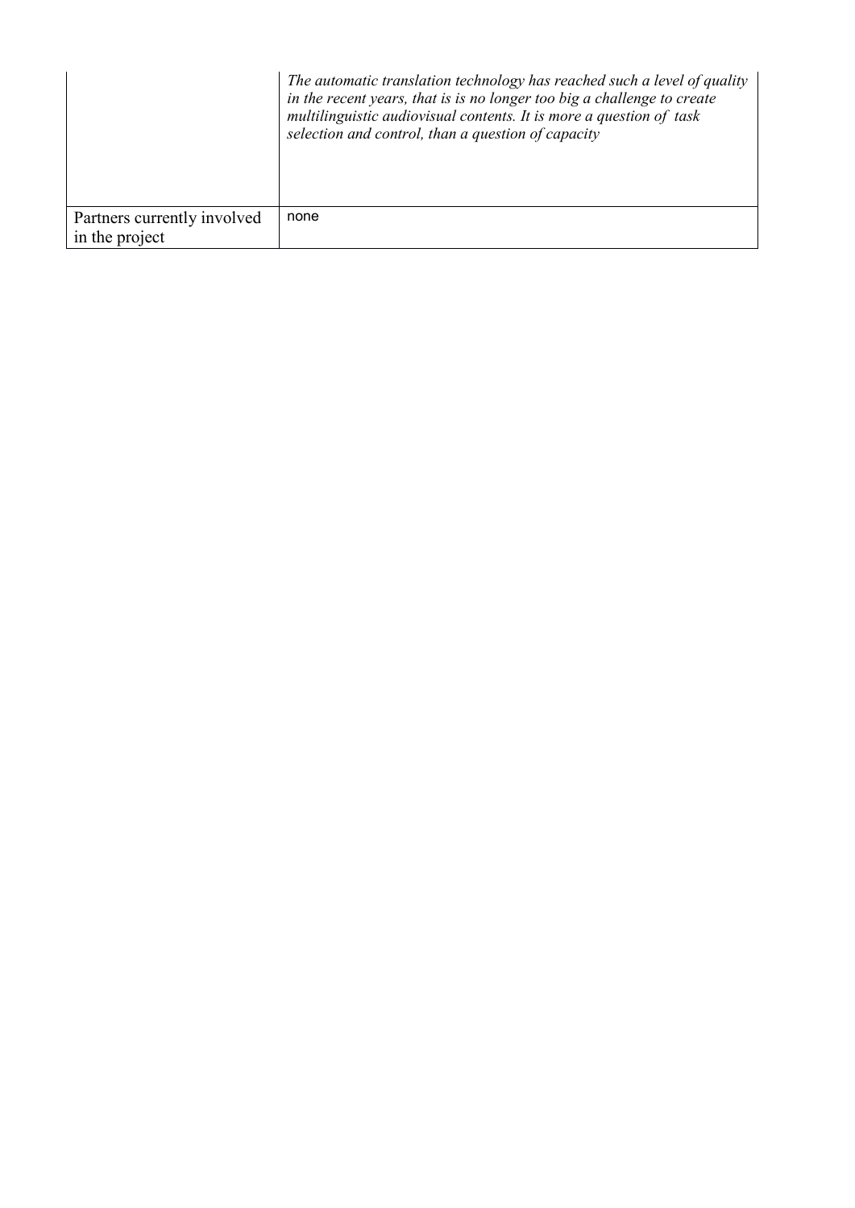|  |  |
|---|---|
|  | *The automatic translation technology has reached such a level of quality in the recent years, that is is no longer too big a challenge to create multilinguistic audiovisual contents. It is more a question of task selection and control, than a question of capacity* |
| Partners currently involved in the project | none |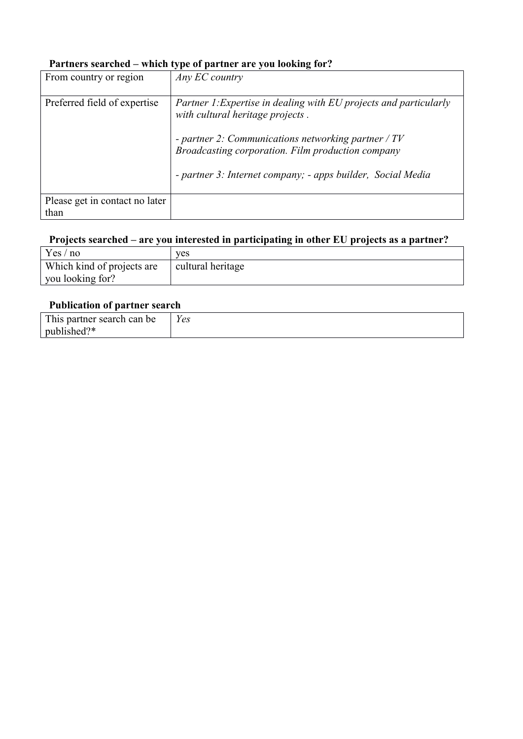**Partners searched – which type of partner are you looking for?**

| | |
|---|---|
| From country or region | *Any EC country* |
| Preferred field of expertise | *Partner 1:Expertise in dealing with EU projects and particularly with cultural heritage projects .*<br><br>*- partner 2: Communications networking partner / TV Broadcasting corporation. Film production company*<br><br>*- partner 3: Internet company; - apps builder, Social Media* |
| Please get in contact no later than | |

**Projects searched – are you interested in participating in other EU projects as a partner?**

| | |
|---|---|
| Yes / no | yes |
| Which kind of projects are you looking for? | cultural heritage |

**Publication of partner search**

| | |
|---|---|
| This partner search can be published?* | *Yes* |